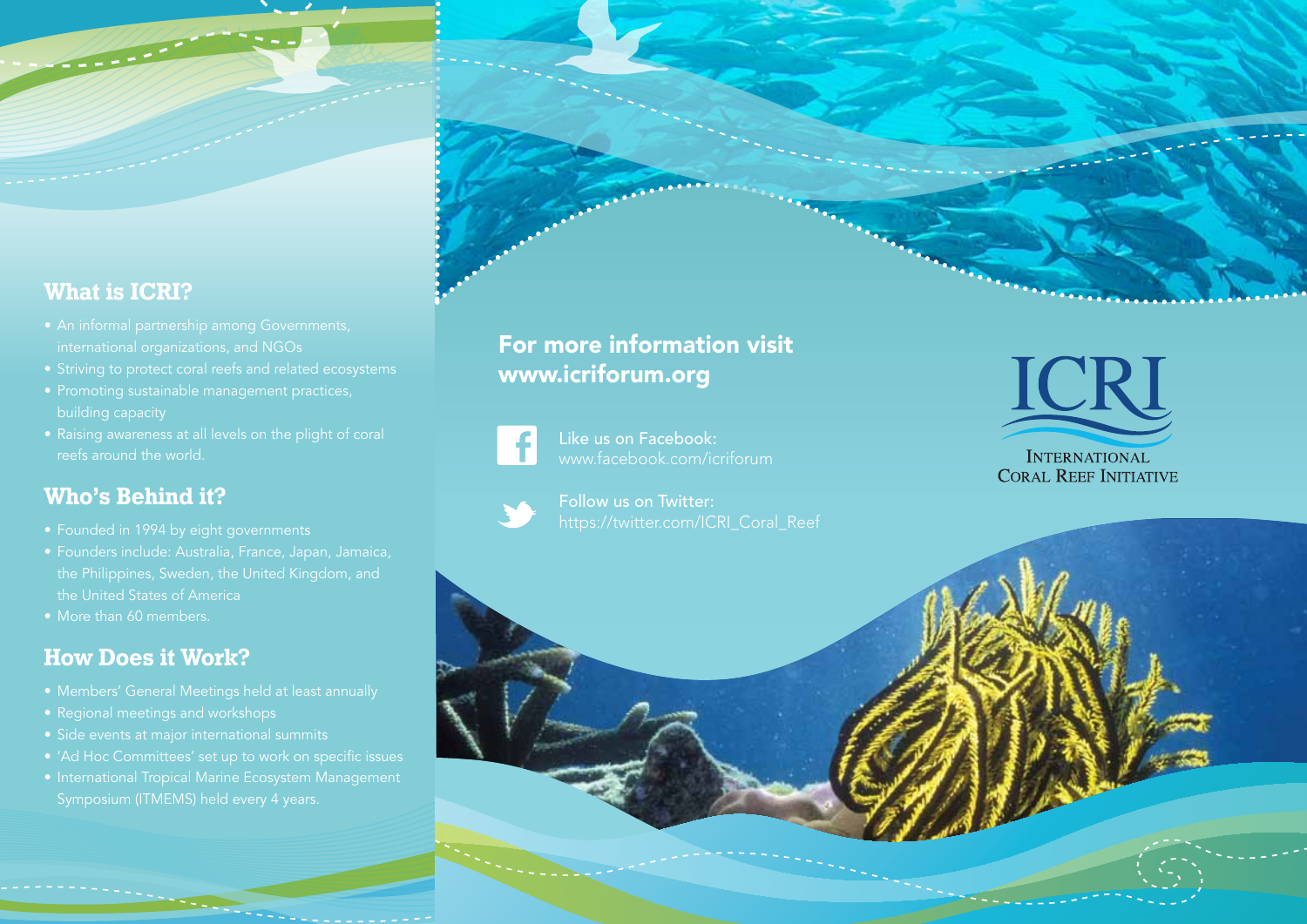## What is ICRI?

- An informal partnership among Governments, international organizations, and NGOs
- Striving to protect coral reefs and related ecosystems
- Promoting sustainable management practices, building capacity
- Raising awareness at all levels on the plight of coral reefs around the world.

## Who's Behind it?

- Founded in 1994 by eight governments
- Founders include: Australia, France, Japan, Jamaica, the Philippines, Sweden, the United Kingdom, and the United States of America
- More than 60 members.

## How Does it Work?

- Members' General Meetings held at least annually
- Regional meetings and workshops
- Side events at major international summits
- 'Ad Hoc Committees' set up to work on specific issues
- International Tropical Marine Ecosystem Management Symposium (ITMEMS) held every 4 years.

## For more information visit www.icriforum.org

Like us on Facebook:
www.facebook.com/icriforum

Follow us on Twitter:
https://twitter.com/ICRI_Coral_Reef

# ICRI

INTERNATIONAL CORAL REEF INITIATIVE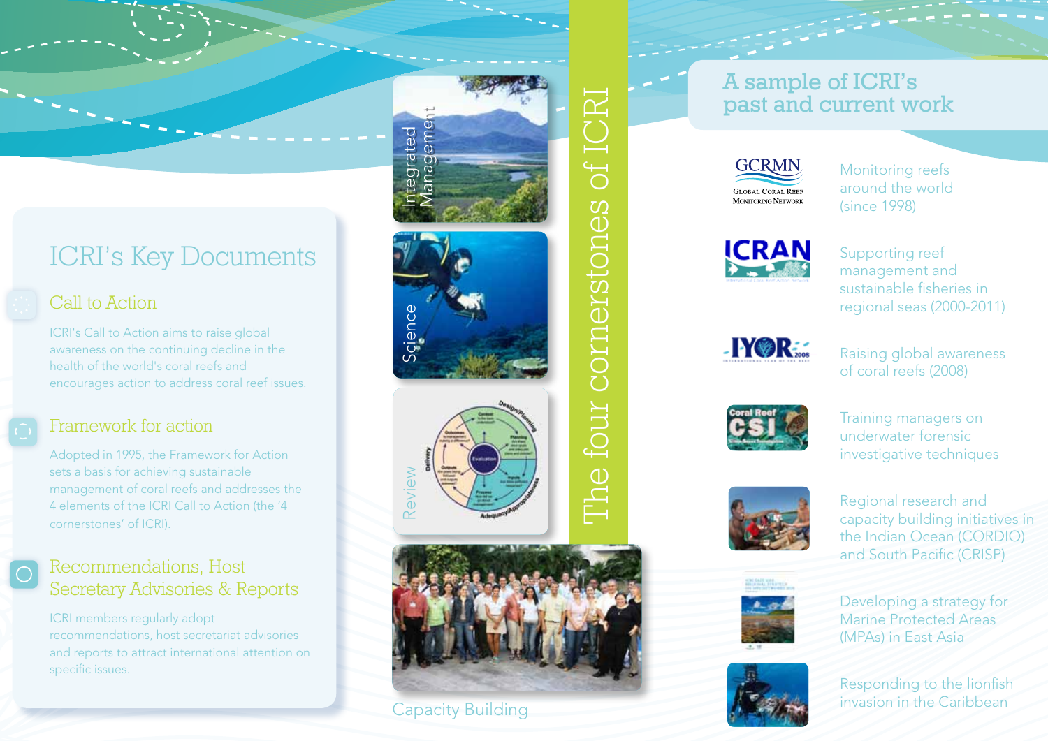# ICRI's Key Documents

## Call to Action

ICRI's Call to Action aims to raise global awareness on the continuing decline in the health of the world's coral reefs and encourages action to address coral reef issues.

## Framework for action

Adopted in 1995, the Framework for Action sets a basis for achieving sustainable management of coral reefs and addresses the 4 elements of the ICRI Call to Action (the '4 cornerstones' of ICRI).

## Recommendations, Host Secretary Advisories & Reports

ICRI members regularly adopt recommendations, host secretariat advisories and reports to attract international attention on specific issues.

# The four cornerstones of ICRI

Integrated Management

Science

Review

Capacity Building

# A sample of ICRI's past and current work

GCRMN – Global Coral Reef Monitoring Network: Monitoring reefs around the world (since 1998)

ICRAN: Supporting reef management and sustainable fisheries in regional seas (2000-2011)

IYOR 2008: Raising global awareness of coral reefs (2008)

Coral Reef CSI: Training managers on underwater forensic investigative techniques

Regional research and capacity building initiatives in the Indian Ocean (CORDIO) and South Pacific (CRISP)

Developing a strategy for Marine Protected Areas (MPAs) in East Asia

Responding to the lionfish invasion in the Caribbean